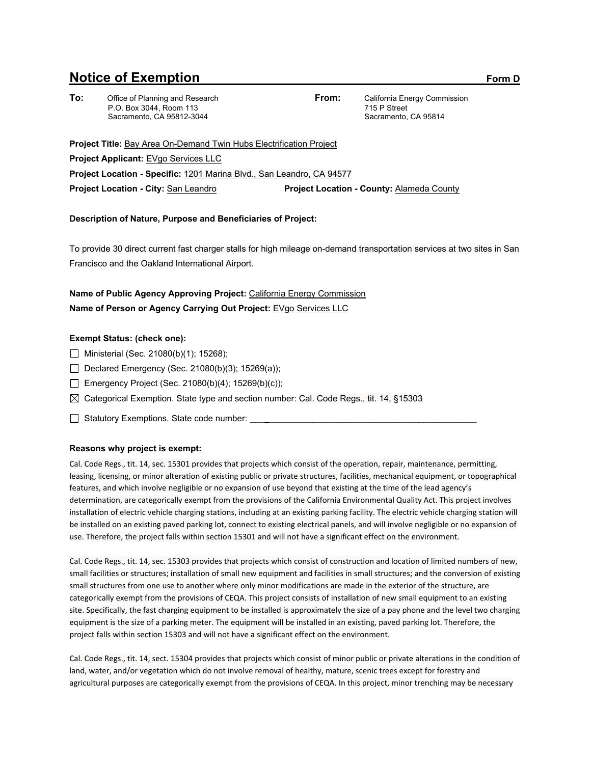# Notice of Exemption

**Form D**

**To:** Office of Planning and Research
P.O. Box 3044, Room 113
Sacramento, CA 95812-3044

**From:** California Energy Commission
715 P Street
Sacramento, CA 95814

**Project Title:** Bay Area On-Demand Twin Hubs Electrification Project

**Project Applicant:** EVgo Services LLC

**Project Location - Specific:** 1201 Marina Blvd., San Leandro, CA 94577

**Project Location - City:** San Leandro **Project Location - County:** Alameda County

**Description of Nature, Purpose and Beneficiaries of Project:**

To provide 30 direct current fast charger stalls for high mileage on-demand transportation services at two sites in San Francisco and the Oakland International Airport.

**Name of Public Agency Approving Project:** California Energy Commission

**Name of Person or Agency Carrying Out Project:** EVgo Services LLC

**Exempt Status: (check one):**

- ☐ Ministerial (Sec. 21080(b)(1); 15268);
- ☐ Declared Emergency (Sec. 21080(b)(3); 15269(a));
- ☐ Emergency Project (Sec. 21080(b)(4); 15269(b)(c));
- ☒ Categorical Exemption. State type and section number: Cal. Code Regs., tit. 14, §15303
- ☐ Statutory Exemptions. State code number: ______________________________

**Reasons why project is exempt:**

Cal. Code Regs., tit. 14, sec. 15301 provides that projects which consist of the operation, repair, maintenance, permitting, leasing, licensing, or minor alteration of existing public or private structures, facilities, mechanical equipment, or topographical features, and which involve negligible or no expansion of use beyond that existing at the time of the lead agency's determination, are categorically exempt from the provisions of the California Environmental Quality Act. This project involves installation of electric vehicle charging stations, including at an existing parking facility. The electric vehicle charging station will be installed on an existing paved parking lot, connect to existing electrical panels, and will involve negligible or no expansion of use. Therefore, the project falls within section 15301 and will not have a significant effect on the environment.

Cal. Code Regs., tit. 14, sec. 15303 provides that projects which consist of construction and location of limited numbers of new, small facilities or structures; installation of small new equipment and facilities in small structures; and the conversion of existing small structures from one use to another where only minor modifications are made in the exterior of the structure, are categorically exempt from the provisions of CEQA. This project consists of installation of new small equipment to an existing site. Specifically, the fast charging equipment to be installed is approximately the size of a pay phone and the level two charging equipment is the size of a parking meter. The equipment will be installed in an existing, paved parking lot. Therefore, the project falls within section 15303 and will not have a significant effect on the environment.

Cal. Code Regs., tit. 14, sect. 15304 provides that projects which consist of minor public or private alterations in the condition of land, water, and/or vegetation which do not involve removal of healthy, mature, scenic trees except for forestry and agricultural purposes are categorically exempt from the provisions of CEQA. In this project, minor trenching may be necessary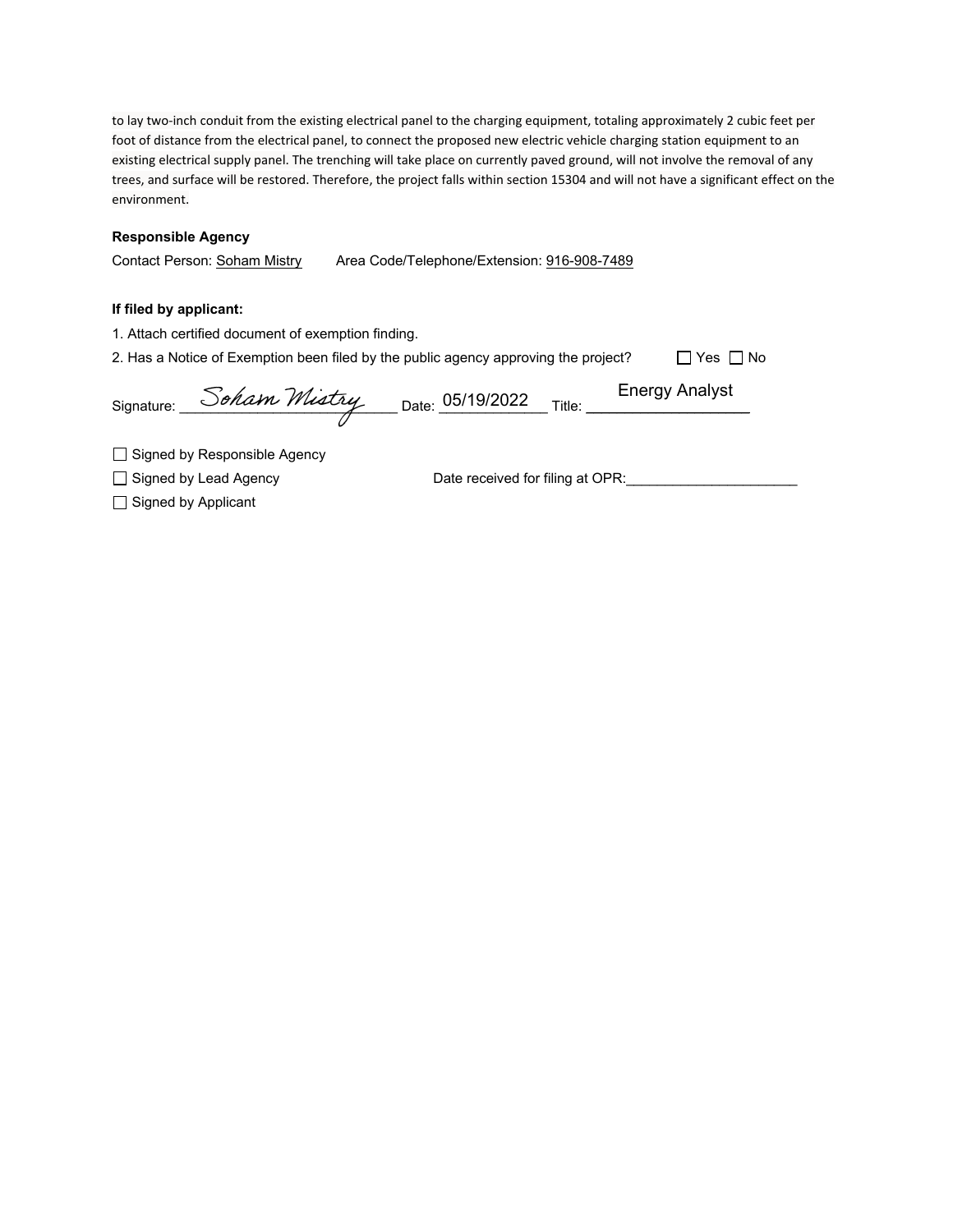to lay two-inch conduit from the existing electrical panel to the charging equipment, totaling approximately 2 cubic feet per foot of distance from the electrical panel, to connect the proposed new electric vehicle charging station equipment to an existing electrical supply panel. The trenching will take place on currently paved ground, will not involve the removal of any trees, and surface will be restored. Therefore, the project falls within section 15304 and will not have a significant effect on the environment.

**Responsible Agency**

Contact Person: Soham Mistry Area Code/Telephone/Extension: 916-908-7489

**If filed by applicant:**

1. Attach certified document of exemption finding.
2. Has a Notice of Exemption been filed by the public agency approving the project? ☐ Yes ☐ No

Signature: Soham Mistry Date: 05/19/2022 Title: Energy Analyst

☐ Signed by Responsible Agency

☐ Signed by Lead Agency Date received for filing at OPR:______________________

☐ Signed by Applicant